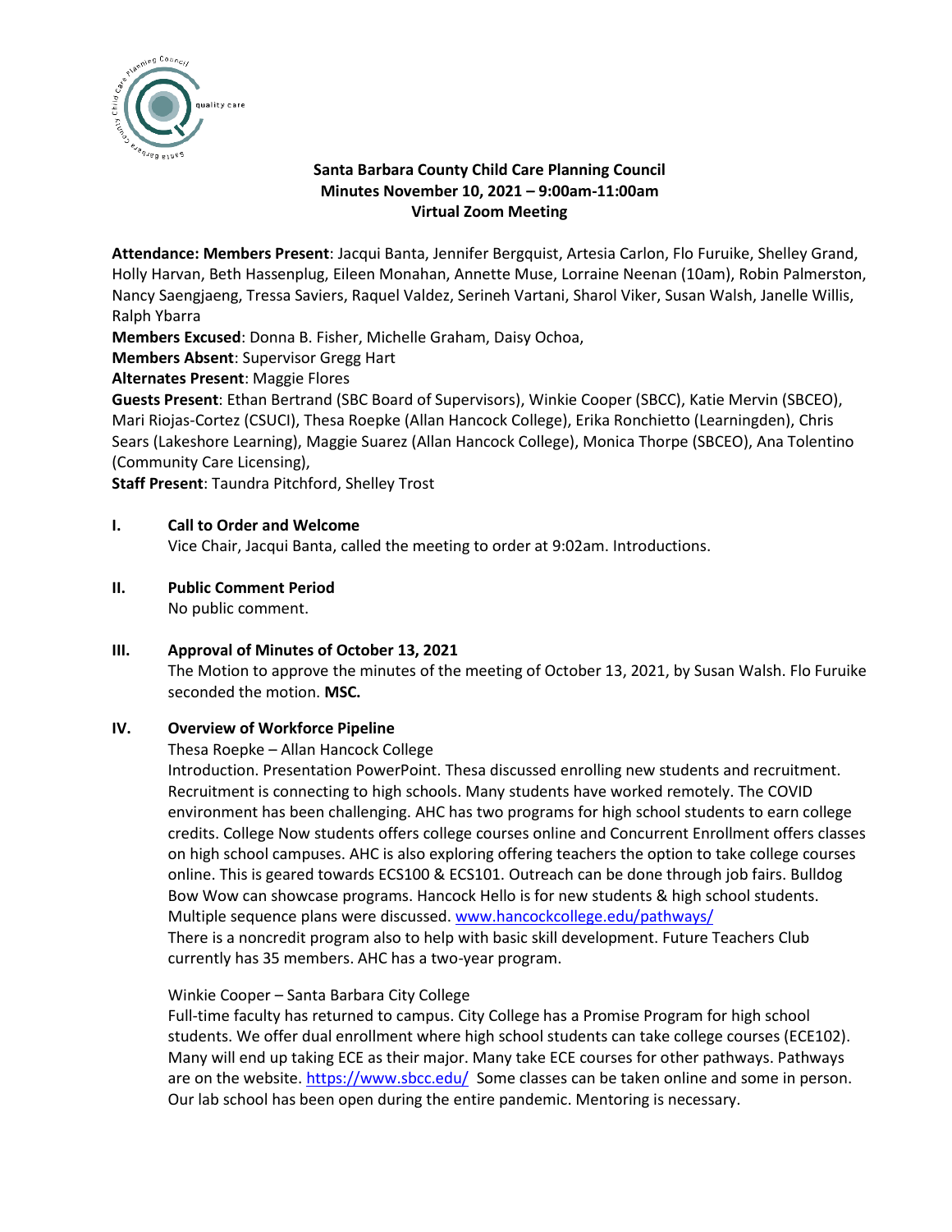# Santa Barbara County Child Care Planning Council
## Minutes November 10, 2021 – 9:00am-11:00am
## Virtual Zoom Meeting

**Attendance: Members Present**: Jacqui Banta, Jennifer Bergquist, Artesia Carlon, Flo Furuike, Shelley Grand, Holly Harvan, Beth Hassenplug, Eileen Monahan, Annette Muse, Lorraine Neenan (10am), Robin Palmerston, Nancy Saengjaeng, Tressa Saviers, Raquel Valdez, Serineh Vartani, Sharol Viker, Susan Walsh, Janelle Willis, Ralph Ybarra
**Members Excused**: Donna B. Fisher, Michelle Graham, Daisy Ochoa,
**Members Absent**: Supervisor Gregg Hart
**Alternates Present**: Maggie Flores
**Guests Present**: Ethan Bertrand (SBC Board of Supervisors), Winkie Cooper (SBCC), Katie Mervin (SBCEO), Mari Riojas-Cortez (CSUCI), Thesa Roepke (Allan Hancock College), Erika Ronchietto (Learningden), Chris Sears (Lakeshore Learning), Maggie Suarez (Allan Hancock College), Monica Thorpe (SBCEO), Ana Tolentino (Community Care Licensing),
**Staff Present**: Taundra Pitchford, Shelley Trost

**I. Call to Order and Welcome**
Vice Chair, Jacqui Banta, called the meeting to order at 9:02am. Introductions.

**II. Public Comment Period**
No public comment.

**III. Approval of Minutes of October 13, 2021**
The Motion to approve the minutes of the meeting of October 13, 2021, by Susan Walsh. Flo Furuike seconded the motion. **MSC.**

**IV. Overview of Workforce Pipeline**
Thesa Roepke – Allan Hancock College
Introduction. Presentation PowerPoint. Thesa discussed enrolling new students and recruitment. Recruitment is connecting to high schools. Many students have worked remotely. The COVID environment has been challenging. AHC has two programs for high school students to earn college credits. College Now students offers college courses online and Concurrent Enrollment offers classes on high school campuses. AHC is also exploring offering teachers the option to take college courses online. This is geared towards ECS100 & ECS101. Outreach can be done through job fairs. Bulldog Bow Wow can showcase programs. Hancock Hello is for new students & high school students. Multiple sequence plans were discussed. www.hancockcollege.edu/pathways/
There is a noncredit program also to help with basic skill development. Future Teachers Club currently has 35 members. AHC has a two-year program.

Winkie Cooper – Santa Barbara City College
Full-time faculty has returned to campus. City College has a Promise Program for high school students. We offer dual enrollment where high school students can take college courses (ECE102). Many will end up taking ECE as their major. Many take ECE courses for other pathways. Pathways are on the website. https://www.sbcc.edu/ Some classes can be taken online and some in person. Our lab school has been open during the entire pandemic. Mentoring is necessary.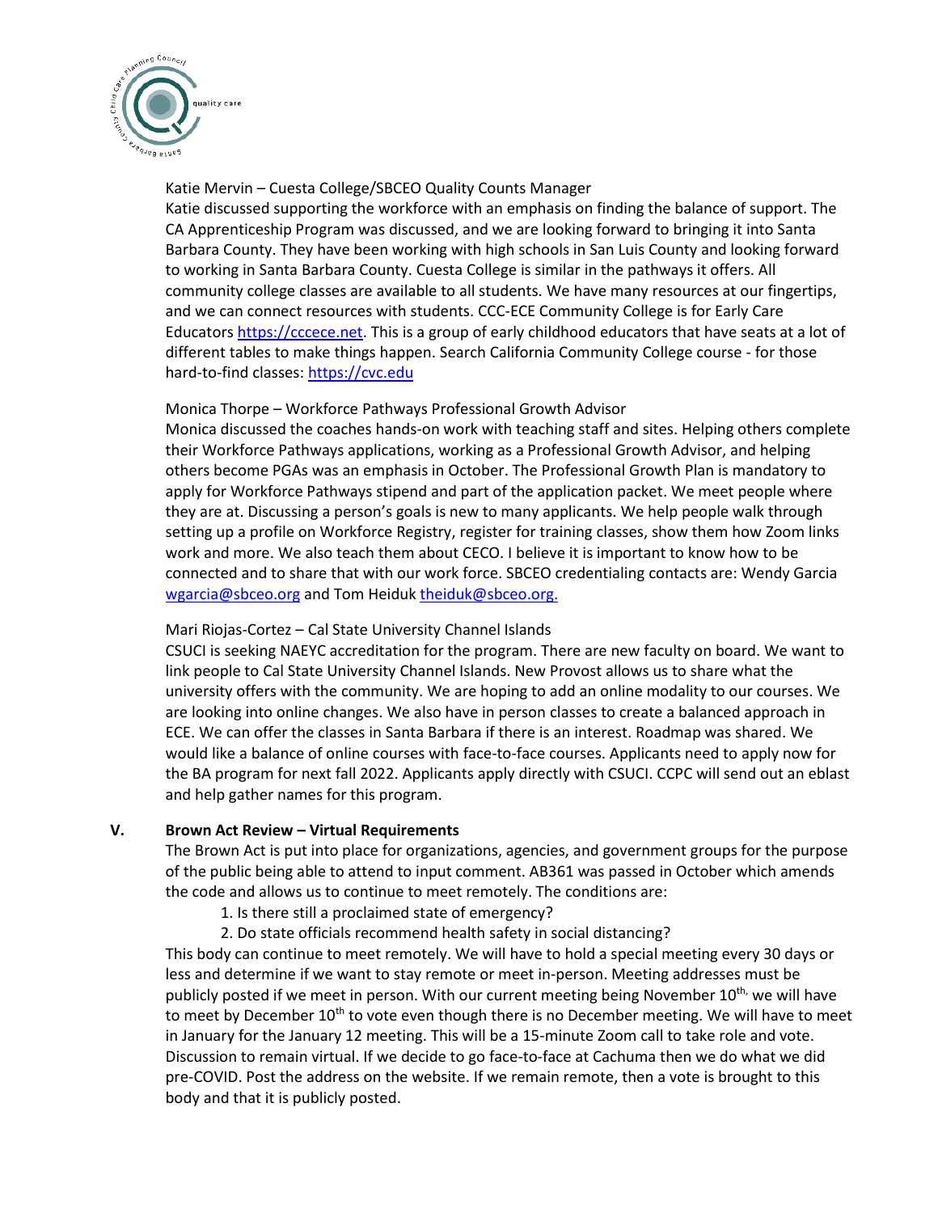Katie Mervin – Cuesta College/SBCEO Quality Counts Manager

Katie discussed supporting the workforce with an emphasis on finding the balance of support. The CA Apprenticeship Program was discussed, and we are looking forward to bringing it into Santa Barbara County. They have been working with high schools in San Luis County and looking forward to working in Santa Barbara County. Cuesta College is similar in the pathways it offers. All community college classes are available to all students. We have many resources at our fingertips, and we can connect resources with students. CCC-ECE Community College is for Early Care Educators https://cccece.net. This is a group of early childhood educators that have seats at a lot of different tables to make things happen. Search California Community College course - for those hard-to-find classes: https://cvc.edu

Monica Thorpe – Workforce Pathways Professional Growth Advisor

Monica discussed the coaches hands-on work with teaching staff and sites. Helping others complete their Workforce Pathways applications, working as a Professional Growth Advisor, and helping others become PGAs was an emphasis in October. The Professional Growth Plan is mandatory to apply for Workforce Pathways stipend and part of the application packet. We meet people where they are at. Discussing a person's goals is new to many applicants. We help people walk through setting up a profile on Workforce Registry, register for training classes, show them how Zoom links work and more. We also teach them about CECO. I believe it is important to know how to be connected and to share that with our work force. SBCEO credentialing contacts are: Wendy Garcia wgarcia@sbceo.org and Tom Heiduk theiduk@sbceo.org.

Mari Riojas-Cortez – Cal State University Channel Islands

CSUCI is seeking NAEYC accreditation for the program. There are new faculty on board. We want to link people to Cal State University Channel Islands. New Provost allows us to share what the university offers with the community. We are hoping to add an online modality to our courses. We are looking into online changes. We also have in person classes to create a balanced approach in ECE. We can offer the classes in Santa Barbara if there is an interest. Roadmap was shared. We would like a balance of online courses with face-to-face courses. Applicants need to apply now for the BA program for next fall 2022. Applicants apply directly with CSUCI. CCPC will send out an eblast and help gather names for this program.

## V. Brown Act Review – Virtual Requirements

The Brown Act is put into place for organizations, agencies, and government groups for the purpose of the public being able to attend to input comment. AB361 was passed in October which amends the code and allows us to continue to meet remotely. The conditions are:

1. Is there still a proclaimed state of emergency?
2. Do state officials recommend health safety in social distancing?

This body can continue to meet remotely. We will have to hold a special meeting every 30 days or less and determine if we want to stay remote or meet in-person. Meeting addresses must be publicly posted if we meet in person. With our current meeting being November 10th, we will have to meet by December 10th to vote even though there is no December meeting. We will have to meet in January for the January 12 meeting. This will be a 15-minute Zoom call to take role and vote. Discussion to remain virtual. If we decide to go face-to-face at Cachuma then we do what we did pre-COVID. Post the address on the website. If we remain remote, then a vote is brought to this body and that it is publicly posted.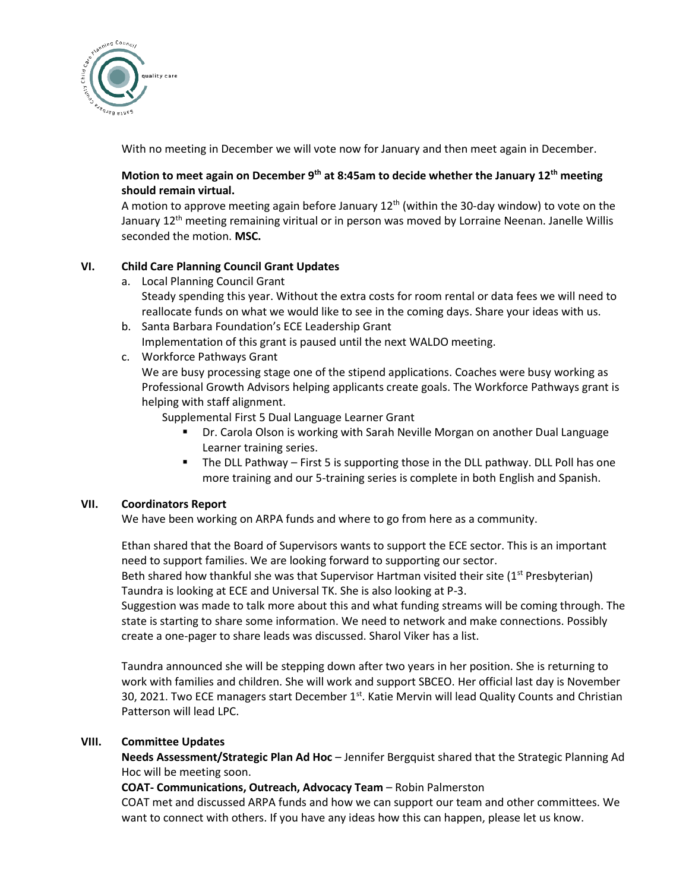With no meeting in December we will vote now for January and then meet again in December.

**Motion to meet again on December 9th at 8:45am to decide whether the January 12th meeting should remain virtual.**

A motion to approve meeting again before January 12th (within the 30-day window) to vote on the January 12th meeting remaining viritual or in person was moved by Lorraine Neenan. Janelle Willis seconded the motion. **MSC.**

## VI. Child Care Planning Council Grant Updates

a. Local Planning Council Grant
   Steady spending this year. Without the extra costs for room rental or data fees we will need to reallocate funds on what we would like to see in the coming days. Share your ideas with us.

b. Santa Barbara Foundation's ECE Leadership Grant
   Implementation of this grant is paused until the next WALDO meeting.

c. Workforce Pathways Grant
   We are busy processing stage one of the stipend applications. Coaches were busy working as Professional Growth Advisors helping applicants create goals. The Workforce Pathways grant is helping with staff alignment.

   Supplemental First 5 Dual Language Learner Grant

   - Dr. Carola Olson is working with Sarah Neville Morgan on another Dual Language Learner training series.
   - The DLL Pathway – First 5 is supporting those in the DLL pathway. DLL Poll has one more training and our 5-training series is complete in both English and Spanish.

## VII. Coordinators Report

We have been working on ARPA funds and where to go from here as a community.

Ethan shared that the Board of Supervisors wants to support the ECE sector. This is an important need to support families. We are looking forward to supporting our sector.
Beth shared how thankful she was that Supervisor Hartman visited their site (1st Presbyterian) Taundra is looking at ECE and Universal TK. She is also looking at P-3.
Suggestion was made to talk more about this and what funding streams will be coming through. The state is starting to share some information. We need to network and make connections. Possibly create a one-pager to share leads was discussed. Sharol Viker has a list.

Taundra announced she will be stepping down after two years in her position. She is returning to work with families and children. She will work and support SBCEO. Her official last day is November 30, 2021. Two ECE managers start December 1st. Katie Mervin will lead Quality Counts and Christian Patterson will lead LPC.

## VIII. Committee Updates

**Needs Assessment/Strategic Plan Ad Hoc** – Jennifer Bergquist shared that the Strategic Planning Ad Hoc will be meeting soon.

**COAT- Communications, Outreach, Advocacy Team** – Robin Palmerston
COAT met and discussed ARPA funds and how we can support our team and other committees. We want to connect with others. If you have any ideas how this can happen, please let us know.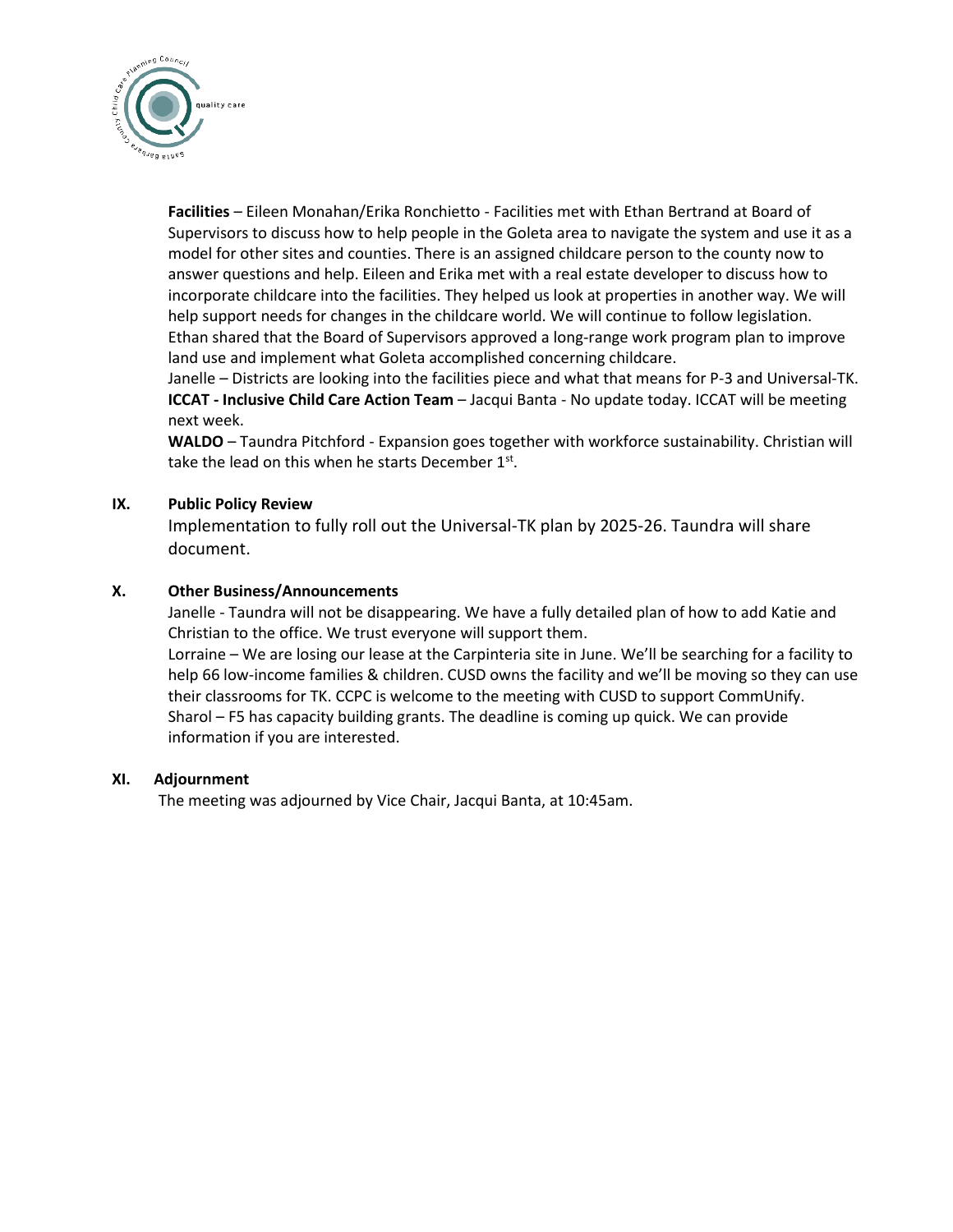**Facilities** – Eileen Monahan/Erika Ronchietto - Facilities met with Ethan Bertrand at Board of Supervisors to discuss how to help people in the Goleta area to navigate the system and use it as a model for other sites and counties. There is an assigned childcare person to the county now to answer questions and help. Eileen and Erika met with a real estate developer to discuss how to incorporate childcare into the facilities. They helped us look at properties in another way. We will help support needs for changes in the childcare world. We will continue to follow legislation. Ethan shared that the Board of Supervisors approved a long-range work program plan to improve land use and implement what Goleta accomplished concerning childcare.

Janelle – Districts are looking into the facilities piece and what that means for P-3 and Universal-TK.

**ICCAT - Inclusive Child Care Action Team** – Jacqui Banta - No update today. ICCAT will be meeting next week.

**WALDO** – Taundra Pitchford - Expansion goes together with workforce sustainability. Christian will take the lead on this when he starts December 1st.

## IX. Public Policy Review

Implementation to fully roll out the Universal-TK plan by 2025-26. Taundra will share document.

## X. Other Business/Announcements

Janelle - Taundra will not be disappearing. We have a fully detailed plan of how to add Katie and Christian to the office. We trust everyone will support them.

Lorraine – We are losing our lease at the Carpinteria site in June. We'll be searching for a facility to help 66 low-income families & children. CUSD owns the facility and we'll be moving so they can use their classrooms for TK. CCPC is welcome to the meeting with CUSD to support CommUnify.

Sharol – F5 has capacity building grants. The deadline is coming up quick. We can provide information if you are interested.

## XI. Adjournment

The meeting was adjourned by Vice Chair, Jacqui Banta, at 10:45am.